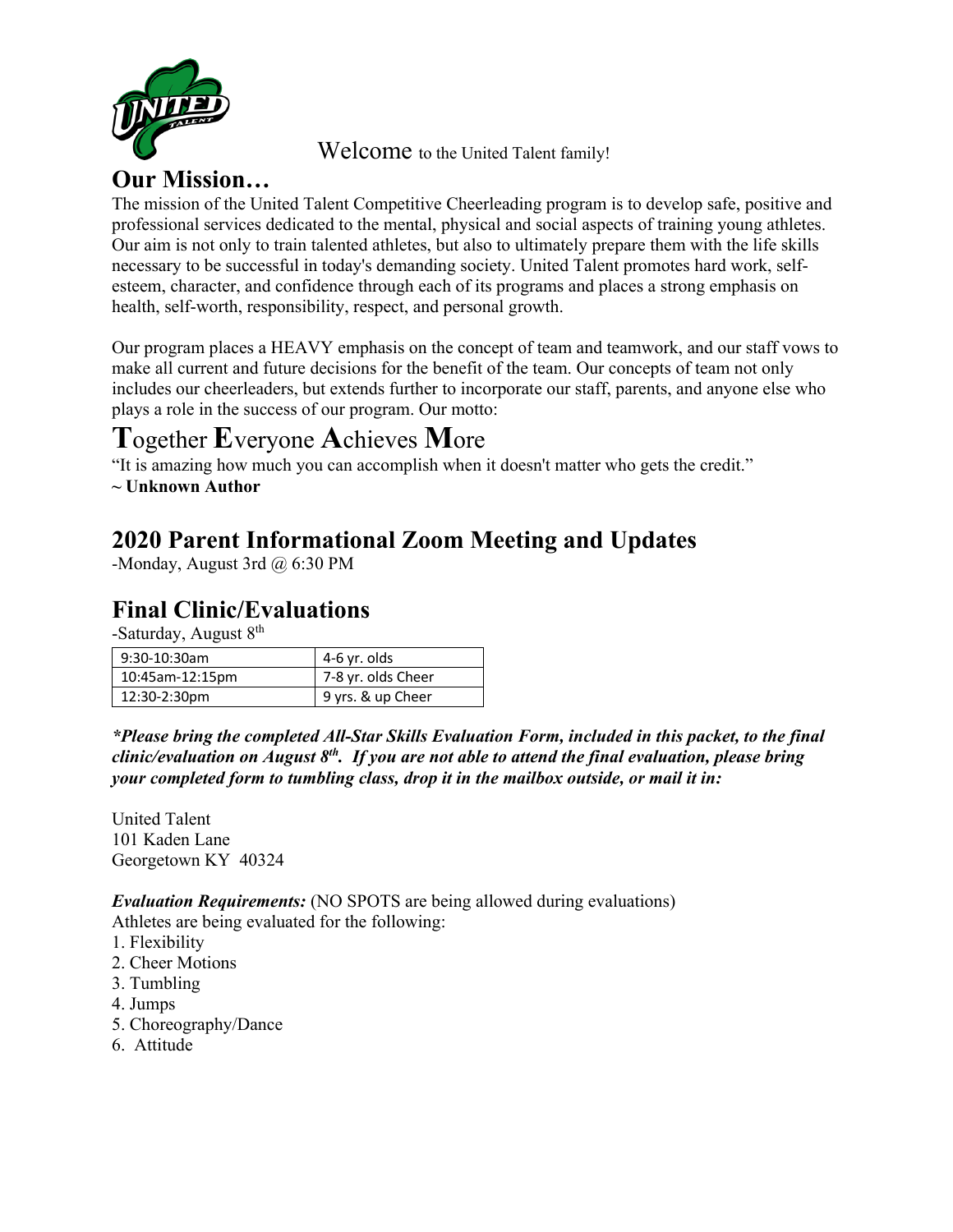Welcome to the United Talent family!

## Our Mission…

The mission of the United Talent Competitive Cheerleading program is to develop safe, positive and professional services dedicated to the mental, physical and social aspects of training young athletes. Our aim is not only to train talented athletes, but also to ultimately prepare them with the life skills necessary to be successful in today's demanding society. United Talent promotes hard work, self-esteem, character, and confidence through each of its programs and places a strong emphasis on health, self-worth, responsibility, respect, and personal growth.

Our program places a HEAVY emphasis on the concept of team and teamwork, and our staff vows to make all current and future decisions for the benefit of the team. Our concepts of team not only includes our cheerleaders, but extends further to incorporate our staff, parents, and anyone else who plays a role in the success of our program. Our motto:

# **T**ogether **E**veryone **A**chieves **M**ore

"It is amazing how much you can accomplish when it doesn't matter who gets the credit."
**~ Unknown Author**

## 2020 Parent Informational Zoom Meeting and Updates

-Monday, August 3rd @ 6:30 PM

## Final Clinic/Evaluations

-Saturday, August 8th

| 9:30-10:30am | 4-6 yr. olds |
|---|---|
| 10:45am-12:15pm | 7-8 yr. olds Cheer |
| 12:30-2:30pm | 9 yrs. & up Cheer |

***\*Please bring the completed All-Star Skills Evaluation Form, included in this packet, to the final clinic/evaluation on August 8th. If you are not able to attend the final evaluation, please bring your completed form to tumbling class, drop it in the mailbox outside, or mail it in:***

United Talent
101 Kaden Lane
Georgetown KY 40324

***Evaluation Requirements:*** (NO SPOTS are being allowed during evaluations)
Athletes are being evaluated for the following:

1. Flexibility
2. Cheer Motions
3. Tumbling
4. Jumps
5. Choreography/Dance
6. Attitude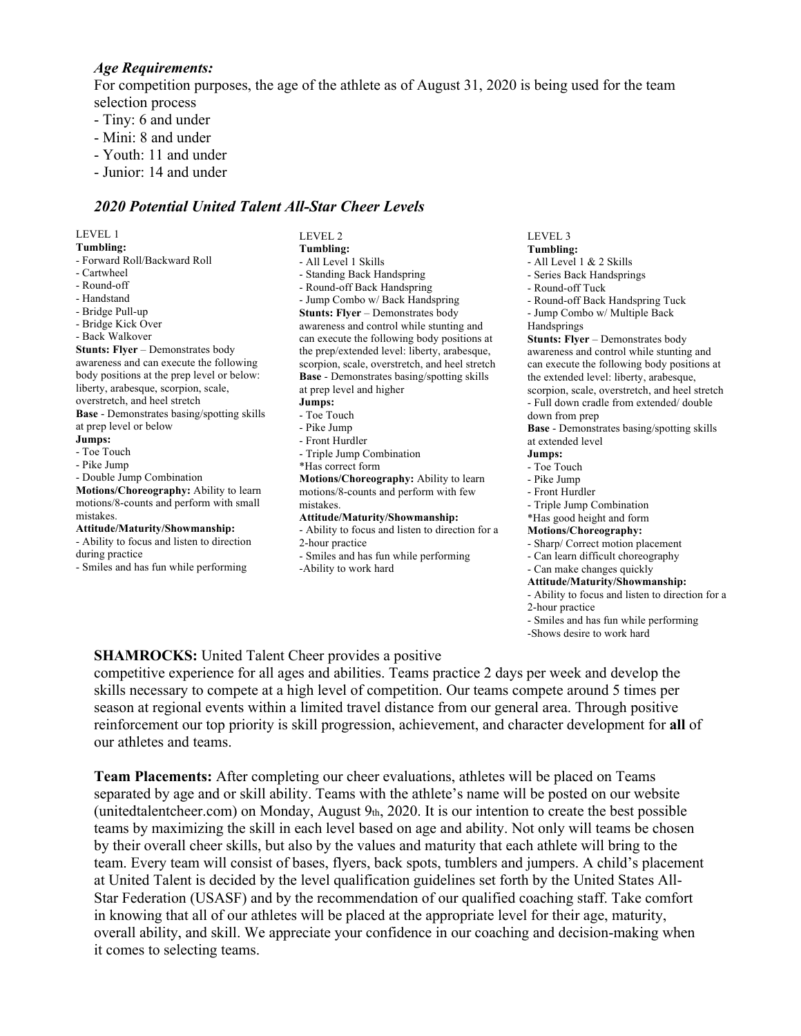***Age Requirements:***

For competition purposes, the age of the athlete as of August 31, 2020 is being used for the team selection process

- Tiny: 6 and under
- Mini: 8 and under
- Youth: 11 and under
- Junior: 14 and under

## *2020 Potential United Talent All-Star Cheer Levels*

LEVEL 1

**Tumbling:**
- Forward Roll/Backward Roll
- Cartwheel
- Round-off
- Handstand
- Bridge Pull-up
- Bridge Kick Over
- Back Walkover

**Stunts: Flyer** – Demonstrates body awareness and can execute the following body positions at the prep level or below: liberty, arabesque, scorpion, scale, overstretch, and heel stretch

**Base** - Demonstrates basing/spotting skills at prep level or below

**Jumps:**
- Toe Touch
- Pike Jump
- Double Jump Combination

**Motions/Choreography:** Ability to learn motions/8-counts and perform with small mistakes.

**Attitude/Maturity/Showmanship:**
- Ability to focus and listen to direction during practice
- Smiles and has fun while performing

LEVEL 2

**Tumbling:**
- All Level 1 Skills
- Standing Back Handspring
- Round-off Back Handspring
- Jump Combo w/ Back Handspring

**Stunts: Flyer** – Demonstrates body awareness and control while stunting and can execute the following body positions at the prep/extended level: liberty, arabesque, scorpion, scale, overstretch, and heel stretch

**Base** - Demonstrates basing/spotting skills at prep level and higher

**Jumps:**
- Toe Touch
- Pike Jump
- Front Hurdler
- Triple Jump Combination

*Has correct form

**Motions/Choreography:** Ability to learn motions/8-counts and perform with few mistakes.

**Attitude/Maturity/Showmanship:**
- Ability to focus and listen to direction for a 2-hour practice
- Smiles and has fun while performing
- Ability to work hard

LEVEL 3

**Tumbling:**
- All Level 1 & 2 Skills
- Series Back Handsprings
- Round-off Tuck
- Round-off Back Handspring Tuck
- Jump Combo w/ Multiple Back Handsprings

**Stunts: Flyer** – Demonstrates body awareness and control while stunting and can execute the following body positions at the extended level: liberty, arabesque, scorpion, scale, overstretch, and heel stretch
- Full down cradle from extended/ double down from prep

**Base** - Demonstrates basing/spotting skills at extended level

**Jumps:**
- Toe Touch
- Pike Jump
- Front Hurdler
- Triple Jump Combination

*Has good height and form

**Motions/Choreography:**
- Sharp/ Correct motion placement
- Can learn difficult choreography
- Can make changes quickly

**Attitude/Maturity/Showmanship:**
- Ability to focus and listen to direction for a 2-hour practice
- Smiles and has fun while performing
- Shows desire to work hard

**SHAMROCKS:** United Talent Cheer provides a positive competitive experience for all ages and abilities. Teams practice 2 days per week and develop the skills necessary to compete at a high level of competition. Our teams compete around 5 times per season at regional events within a limited travel distance from our general area. Through positive reinforcement our top priority is skill progression, achievement, and character development for **all** of our athletes and teams.

**Team Placements:** After completing our cheer evaluations, athletes will be placed on Teams separated by age and or skill ability. Teams with the athlete's name will be posted on our website (unitedtalentcheer.com) on Monday, August 9th, 2020. It is our intention to create the best possible teams by maximizing the skill in each level based on age and ability. Not only will teams be chosen by their overall cheer skills, but also by the values and maturity that each athlete will bring to the team. Every team will consist of bases, flyers, back spots, tumblers and jumpers. A child's placement at United Talent is decided by the level qualification guidelines set forth by the United States All-Star Federation (USASF) and by the recommendation of our qualified coaching staff. Take comfort in knowing that all of our athletes will be placed at the appropriate level for their age, maturity, overall ability, and skill. We appreciate your confidence in our coaching and decision-making when it comes to selecting teams.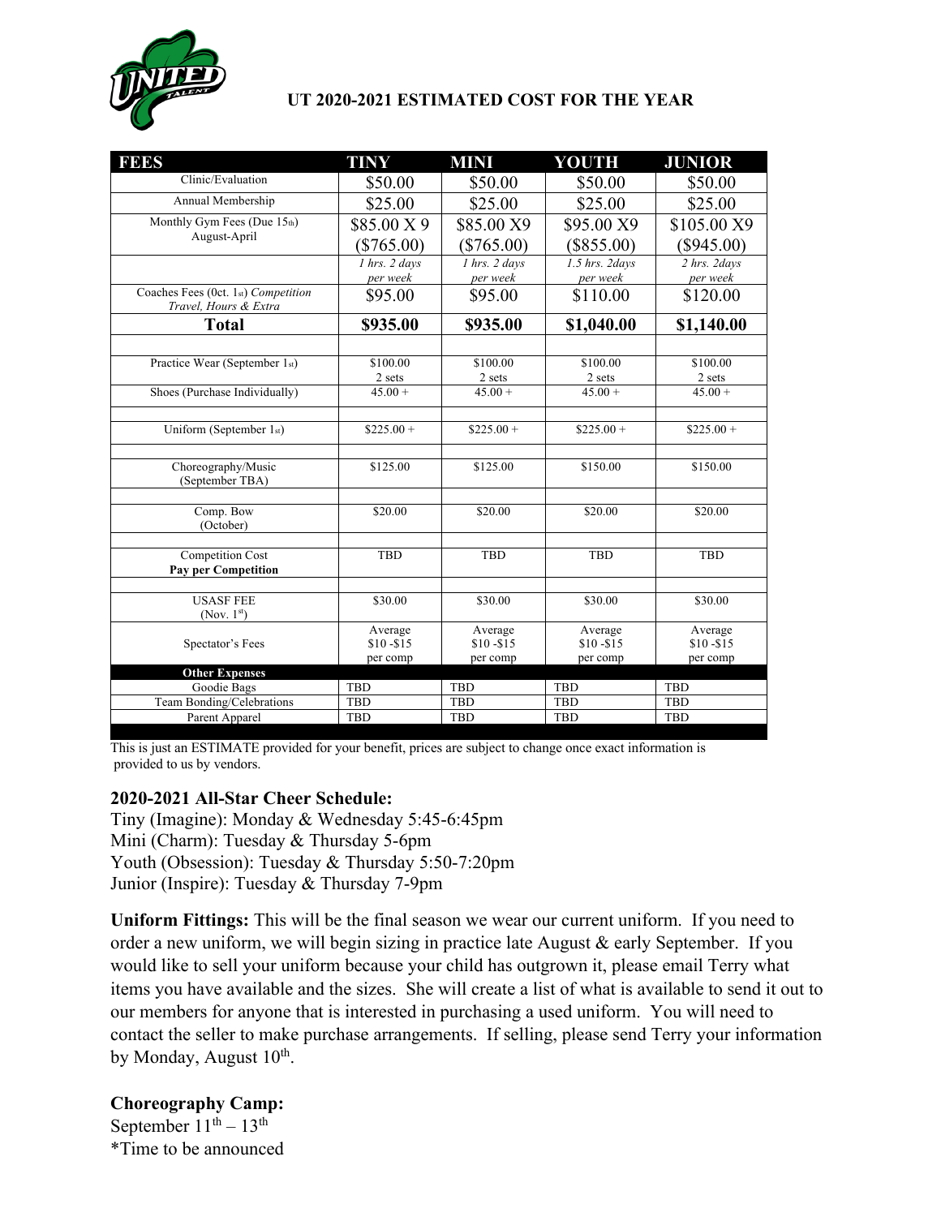## UT 2020-2021 ESTIMATED COST FOR THE YEAR

| FEES | TINY | MINI | YOUTH | JUNIOR |
|---|---|---|---|---|
| Clinic/Evaluation | $50.00 | $50.00 | $50.00 | $50.00 |
| Annual Membership | $25.00 | $25.00 | $25.00 | $25.00 |
| Monthly Gym Fees (Due 15th) August-April | $85.00 X 9 ($765.00) | $85.00 X9 ($765.00) | $95.00 X9 ($855.00) | $105.00 X9 ($945.00) |
| | *1 hrs. 2 days per week* | *1 hrs. 2 days per week* | *1.5 hrs. 2days per week* | *2 hrs. 2days per week* |
| Coaches Fees (0ct. 1st) *Competition Travel, Hours & Extra* | $95.00 | $95.00 | $110.00 | $120.00 |
| **Total** | **$935.00** | **$935.00** | **$1,040.00** | **$1,140.00** |
| | | | | |
| Practice Wear (September 1st) | $100.00 2 sets | $100.00 2 sets | $100.00 2 sets | $100.00 2 sets |
| Shoes (Purchase Individually) | 45.00 + | 45.00 + | 45.00 + | 45.00 + |
| | | | | |
| Uniform (September 1st) | $225.00 + | $225.00 + | $225.00 + | $225.00 + |
| | | | | |
| Choreography/Music (September TBA) | $125.00 | $125.00 | $150.00 | $150.00 |
| | | | | |
| Comp. Bow (October) | $20.00 | $20.00 | $20.00 | $20.00 |
| | | | | |
| Competition Cost **Pay per Competition** | TBD | TBD | TBD | TBD |
| | | | | |
| USASF FEE (Nov. 1st) | $30.00 | $30.00 | $30.00 | $30.00 |
| Spectator's Fees | Average $10 -$15 per comp | Average $10 -$15 per comp | Average $10 -$15 per comp | Average $10 -$15 per comp |
| **Other Expenses** | | | | |
| Goodie Bags | TBD | TBD | TBD | TBD |
| Team Bonding/Celebrations | TBD | TBD | TBD | TBD |
| Parent Apparel | TBD | TBD | TBD | TBD |

This is just an ESTIMATE provided for your benefit, prices are subject to change once exact information is provided to us by vendors.

**2020-2021 All-Star Cheer Schedule:**

Tiny (Imagine): Monday & Wednesday 5:45-6:45pm
Mini (Charm): Tuesday & Thursday 5-6pm
Youth (Obsession): Tuesday & Thursday 5:50-7:20pm
Junior (Inspire): Tuesday & Thursday 7-9pm

**Uniform Fittings:** This will be the final season we wear our current uniform. If you need to order a new uniform, we will begin sizing in practice late August & early September. If you would like to sell your uniform because your child has outgrown it, please email Terry what items you have available and the sizes. She will create a list of what is available to send it out to our members for anyone that is interested in purchasing a used uniform. You will need to contact the seller to make purchase arrangements. If selling, please send Terry your information by Monday, August 10th.

**Choreography Camp:**

September 11th – 13th
*Time to be announced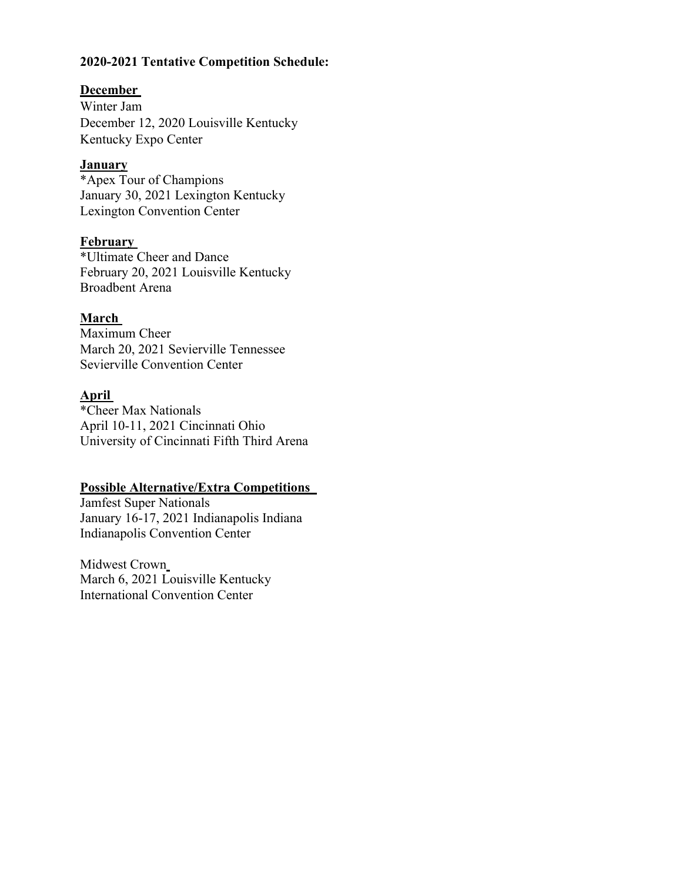**2020-2021 Tentative Competition Schedule:**

**December**

Winter Jam
December 12, 2020 Louisville Kentucky
Kentucky Expo Center

**January**

*Apex Tour of Champions
January 30, 2021 Lexington Kentucky
Lexington Convention Center

**February**

*Ultimate Cheer and Dance
February 20, 2021 Louisville Kentucky
Broadbent Arena

**March**

Maximum Cheer
March 20, 2021 Sevierville Tennessee
Sevierville Convention Center

**April**

*Cheer Max Nationals
April 10-11, 2021 Cincinnati Ohio
University of Cincinnati Fifth Third Arena

**Possible Alternative/Extra Competitions**

Jamfest Super Nationals
January 16-17, 2021 Indianapolis Indiana
Indianapolis Convention Center

Midwest Crown
March 6, 2021 Louisville Kentucky
International Convention Center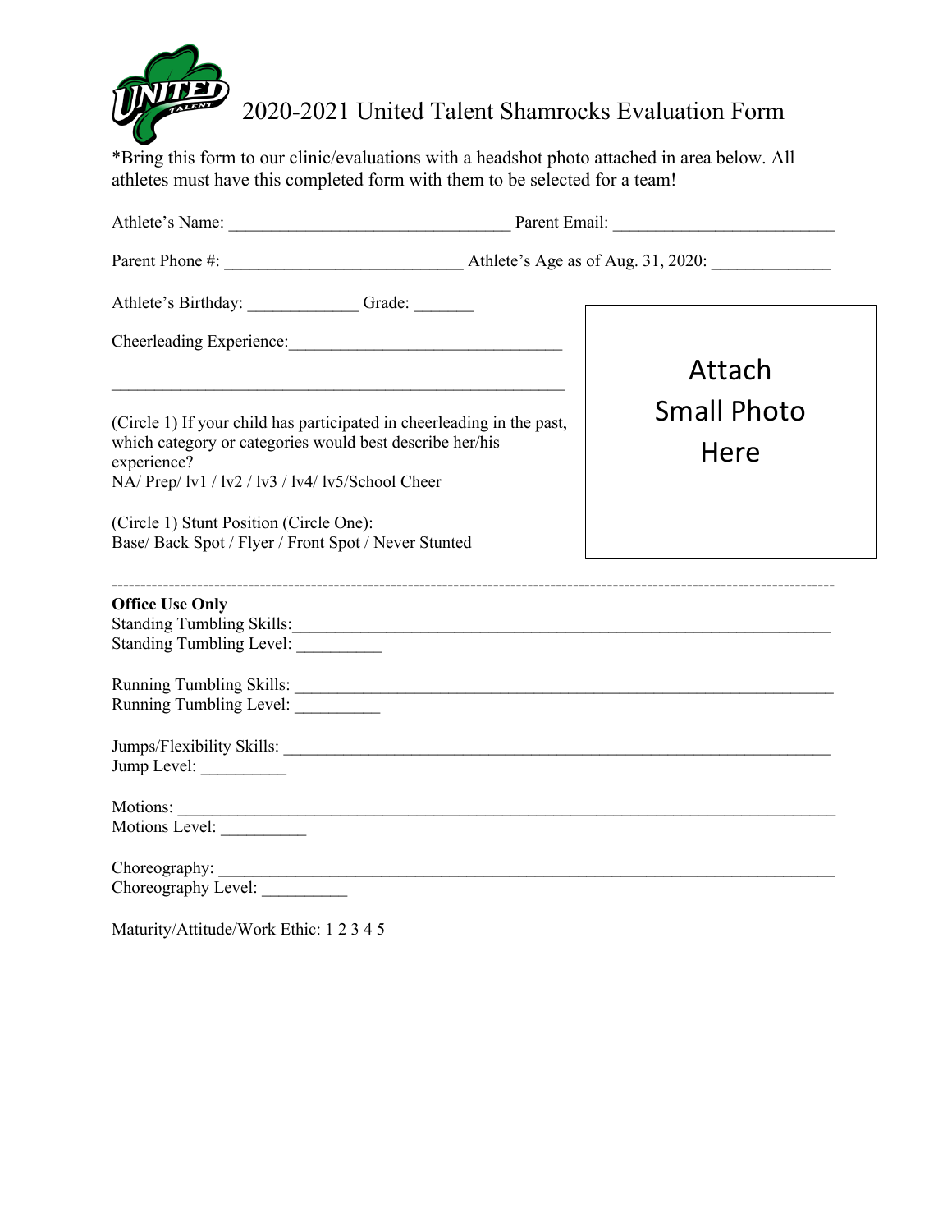# 2020-2021 United Talent Shamrocks Evaluation Form

*Bring this form to our clinic/evaluations with a headshot photo attached in area below. All athletes must have this completed form with them to be selected for a team!

Athlete's Name: ________________________________ Parent Email: _________________________

Parent Phone #: ___________________________ Athlete's Age as of Aug. 31, 2020: _____________

Athlete's Birthday: _____________ Grade: _______

Cheerleading Experience:_______________________________

___________________________________________________

(Circle 1) If your child has participated in cheerleading in the past, which category or categories would best describe her/his experience?
NA/ Prep/ lv1 / lv2 / lv3 / lv4/ lv5/School Cheer

(Circle 1) Stunt Position (Circle One):
Base/ Back Spot / Flyer / Front Spot / Never Stunted

Attach Small Photo Here

---

**Office Use Only**
Standing Tumbling Skills:_______________________________________________________________
Standing Tumbling Level: __________

Running Tumbling Skills: _______________________________________________________________
Running Tumbling Level: __________

Jumps/Flexibility Skills: _______________________________________________________________
Jump Level: __________

Motions: _________________________________________________________________________
Motions Level: __________

Choreography: ____________________________________________________________________
Choreography Level: __________

Maturity/Attitude/Work Ethic: 1 2 3 4 5